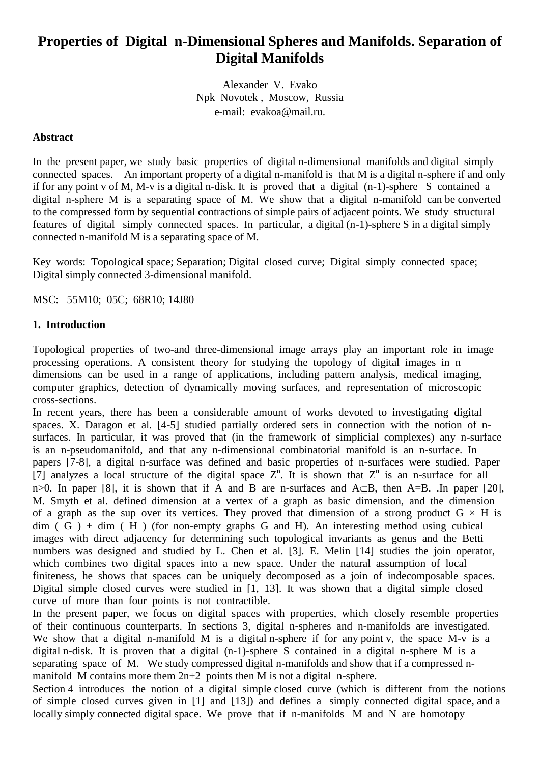# Properties of Digital n-Dimensional Spheres and Manifolds. Separation of Digital Manifolds

Alexander V. Evako
Npk Novotek , Moscow, Russia
e-mail: evakoa@mail.ru.

**Abstract**

In the present paper, we study basic properties of digital n-dimensional manifolds and digital simply connected spaces. An important property of a digital n-manifold is that M is a digital n-sphere if and only if for any point v of M, M-v is a digital n-disk. It is proved that a digital (n-1)-sphere S contained a digital n-sphere M is a separating space of M. We show that a digital n-manifold can be converted to the compressed form by sequential contractions of simple pairs of adjacent points. We study structural features of digital simply connected spaces. In particular, a digital (n-1)-sphere S in a digital simply connected n-manifold M is a separating space of M.

Key words: Topological space; Separation; Digital closed curve; Digital simply connected space; Digital simply connected 3-dimensional manifold.

MSC: 55M10; 05C; 68R10; 14J80

**1. Introduction**

Topological properties of two-and three-dimensional image arrays play an important role in image processing operations. A consistent theory for studying the topology of digital images in n dimensions can be used in a range of applications, including pattern analysis, medical imaging, computer graphics, detection of dynamically moving surfaces, and representation of microscopic cross-sections.

In recent years, there has been a considerable amount of works devoted to investigating digital spaces. X. Daragon et al. [4-5] studied partially ordered sets in connection with the notion of n-surfaces. In particular, it was proved that (in the framework of simplicial complexes) any n-surface is an n-pseudomanifold, and that any n-dimensional combinatorial manifold is an n-surface. In papers [7-8], a digital n-surface was defined and basic properties of n-surfaces were studied. Paper [7] analyzes a local structure of the digital space $Z^n$. It is shown that $Z^n$ is an n-surface for all n>0. In paper [8], it is shown that if A and B are n-surfaces and A$\subseteq$B, then A=B. .In paper [20], M. Smyth et al. defined dimension at a vertex of a graph as basic dimension, and the dimension of a graph as the sup over its vertices. They proved that dimension of a strong product G $\times$ H is dim ( G ) + dim ( H ) (for non-empty graphs G and H). An interesting method using cubical images with direct adjacency for determining such topological invariants as genus and the Betti numbers was designed and studied by L. Chen et al. [3]. E. Melin [14] studies the join operator, which combines two digital spaces into a new space. Under the natural assumption of local finiteness, he shows that spaces can be uniquely decomposed as a join of indecomposable spaces. Digital simple closed curves were studied in [1, 13]. It was shown that a digital simple closed curve of more than four points is not contractible.

In the present paper, we focus on digital spaces with properties, which closely resemble properties of their continuous counterparts. In sections 3, digital n-spheres and n-manifolds are investigated. We show that a digital n-manifold M is a digital n-sphere if for any point v, the space M-v is a digital n-disk. It is proven that a digital (n-1)-sphere S contained in a digital n-sphere M is a separating space of M. We study compressed digital n-manifolds and show that if a compressed n-manifold M contains more them 2n+2 points then M is not a digital n-sphere.

Section 4 introduces the notion of a digital simple closed curve (which is different from the notions of simple closed curves given in [1] and [13]) and defines a simply connected digital space, and a locally simply connected digital space. We prove that if n-manifolds M and N are homotopy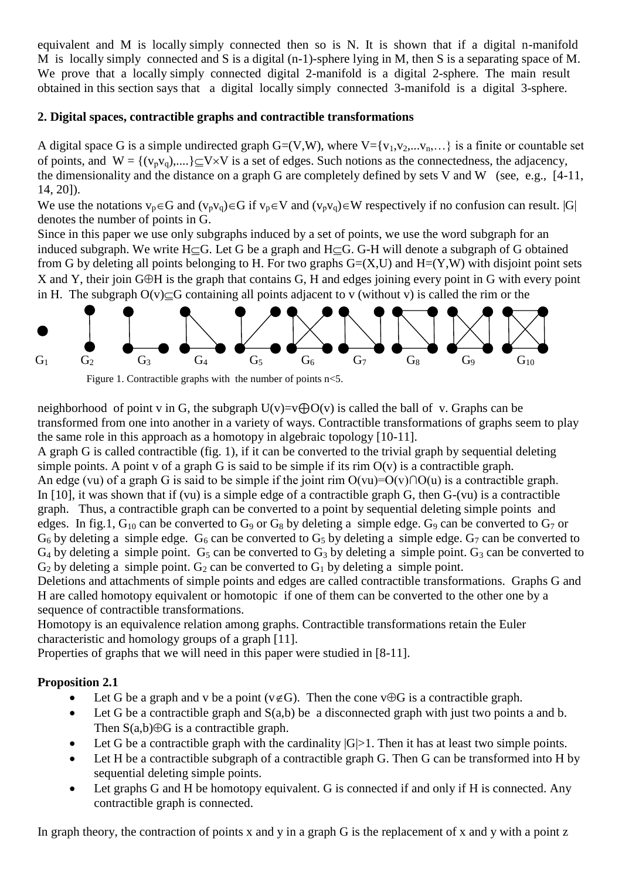equivalent and M is locally simply connected then so is N. It is shown that if a digital n-manifold M is locally simply connected and S is a digital (n-1)-sphere lying in M, then S is a separating space of M. We prove that a locally simply connected digital 2-manifold is a digital 2-sphere. The main result obtained in this section says that a digital locally simply connected 3-manifold is a digital 3-sphere.

## 2. Digital spaces, contractible graphs and contractible transformations

A digital space G is a simple undirected graph G=(V,W), where $V=\{v_1,v_2,...v_n,…\}$ is a finite or countable set of points, and $W = \{(v_pv_q),....\}\subseteq V\times V$ is a set of edges. Such notions as the connectedness, the adjacency, the dimensionality and the distance on a graph G are completely defined by sets V and W (see, e.g., [4-11, 14, 20]).

We use the notations $v_p\in G$ and $(v_pv_q)\in G$ if $v_p\in V$ and $(v_pv_q)\in W$ respectively if no confusion can result. |G| denotes the number of points in G.

Since in this paper we use only subgraphs induced by a set of points, we use the word subgraph for an induced subgraph. We write $H\subseteq G$. Let G be a graph and $H\subseteq G$. G-H will denote a subgraph of G obtained from G by deleting all points belonging to H. For two graphs G=(X,U) and H=(Y,W) with disjoint point sets X and Y, their join $G\oplus H$ is the graph that contains G, H and edges joining every point in G with every point in H. The subgraph $O(v)\subseteq G$ containing all points adjacent to v (without v) is called the rim or the

G1 G2 G3 G4 G5 G6 G7 G8 G9 G10

Figure 1. Contractible graphs with the number of points n<5.

neighborhood of point v in G, the subgraph $U(v)=v\oplus O(v)$ is called the ball of v. Graphs can be transformed from one into another in a variety of ways. Contractible transformations of graphs seem to play the same role in this approach as a homotopy in algebraic topology [10-11].

A graph G is called contractible (fig. 1), if it can be converted to the trivial graph by sequential deleting simple points. A point v of a graph G is said to be simple if its rim O(v) is a contractible graph.

An edge (vu) of a graph G is said to be simple if the joint rim $O(vu)=O(v)\cap O(u)$ is a contractible graph. In [10], it was shown that if (vu) is a simple edge of a contractible graph G, then G-(vu) is a contractible graph. Thus, a contractible graph can be converted to a point by sequential deleting simple points and edges. In fig.1, $G_{10}$ can be converted to $G_9$ or $G_8$ by deleting a simple edge. $G_9$ can be converted to $G_7$ or $G_6$ by deleting a simple edge. $G_6$ can be converted to $G_5$ by deleting a simple edge. $G_7$ can be converted to $G_4$ by deleting a simple point. $G_5$ can be converted to $G_3$ by deleting a simple point. $G_3$ can be converted to $G_2$ by deleting a simple point. $G_2$ can be converted to $G_1$ by deleting a simple point.

Deletions and attachments of simple points and edges are called contractible transformations. Graphs G and H are called homotopy equivalent or homotopic if one of them can be converted to the other one by a sequence of contractible transformations.

Homotopy is an equivalence relation among graphs. Contractible transformations retain the Euler characteristic and homology groups of a graph [11].

Properties of graphs that we will need in this paper were studied in [8-11].

**Proposition 2.1**

- Let G be a graph and v be a point ($v\notin G$). Then the cone $v\oplus G$ is a contractible graph.
- Let G be a contractible graph and S(a,b) be a disconnected graph with just two points a and b. Then $S(a,b)\oplus G$ is a contractible graph.
- Let G be a contractible graph with the cardinality |G|>1. Then it has at least two simple points.
- Let H be a contractible subgraph of a contractible graph G. Then G can be transformed into H by sequential deleting simple points.
- Let graphs G and H be homotopy equivalent. G is connected if and only if H is connected. Any contractible graph is connected.

In graph theory, the contraction of points x and y in a graph G is the replacement of x and y with a point z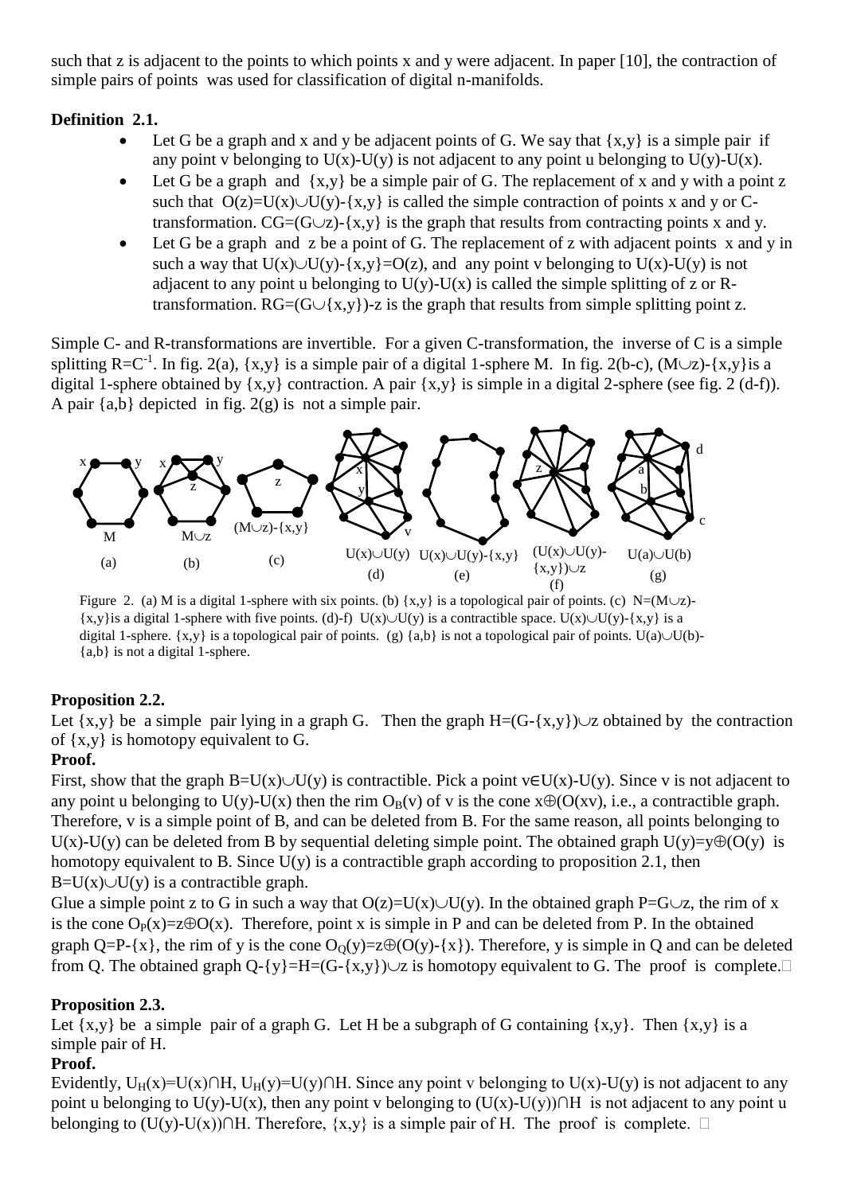such that z is adjacent to the points to which points x and y were adjacent. In paper [10], the contraction of simple pairs of points was used for classification of digital n-manifolds.

**Definition 2.1.**

- Let G be a graph and x and y be adjacent points of G. We say that {x,y} is a simple pair if any point v belonging to U(x)-U(y) is not adjacent to any point u belonging to U(y)-U(x).
- Let G be a graph and {x,y} be a simple pair of G. The replacement of x and y with a point z such that O(z)=U(x)∪U(y)-{x,y} is called the simple contraction of points x and y or C-transformation. CG=(G∪z)-{x,y} is the graph that results from contracting points x and y.
- Let G be a graph and z be a point of G. The replacement of z with adjacent points x and y in such a way that U(x)∪U(y)-{x,y}=O(z), and any point v belonging to U(x)-U(y) is not adjacent to any point u belonging to U(y)-U(x) is called the simple splitting of z or R-transformation. RG=(G∪{x,y})-z is the graph that results from simple splitting point z.

Simple C- and R-transformations are invertible. For a given C-transformation, the inverse of C is a simple splitting $R=C^{-1}$. In fig. 2(a), {x,y} is a simple pair of a digital 1-sphere M. In fig. 2(b-c), (M∪z)-{x,y}is a digital 1-sphere obtained by {x,y} contraction. A pair {x,y} is simple in a digital 2-sphere (see fig. 2 (d-f)). A pair {a,b} depicted in fig. 2(g) is not a simple pair.

x y M (a)
x y z M∪z (b)
z (M∪z)-{x,y} (c)
x y v U(x)∪U(y) (d)
U(x)∪U(y)-{x,y} (e)
z (U(x)∪U(y)-{x,y})∪z (f)
d a b c U(a)∪U(b) (g)

Figure 2. (a) M is a digital 1-sphere with six points. (b) {x,y} is a topological pair of points. (c) N=(M∪z)-{x,y}is a digital 1-sphere with five points. (d)-f) U(x)∪U(y) is a contractible space. U(x)∪U(y)-{x,y} is a digital 1-sphere. {x,y} is a topological pair of points. (g) {a,b} is not a topological pair of points. U(a)∪U(b)-{a,b} is not a digital 1-sphere.

**Proposition 2.2.**

Let {x,y} be a simple pair lying in a graph G. Then the graph H=(G-{x,y})∪z obtained by the contraction of {x,y} is homotopy equivalent to G.

**Proof.**

First, show that the graph B=U(x)∪U(y) is contractible. Pick a point v∈U(x)-U(y). Since v is not adjacent to any point u belonging to U(y)-U(x) then the rim $O_B(v)$ of v is the cone x⊕(O(xv), i.e., a contractible graph. Therefore, v is a simple point of B, and can be deleted from B. For the same reason, all points belonging to U(x)-U(y) can be deleted from B by sequential deleting simple point. The obtained graph U(y)=y⊕(O(y) is homotopy equivalent to B. Since U(y) is a contractible graph according to proposition 2.1, then B=U(x)∪U(y) is a contractible graph.

Glue a simple point z to G in such a way that O(z)=U(x)∪U(y). In the obtained graph P=G∪z, the rim of x is the cone $O_P(x)$=z⊕O(x). Therefore, point x is simple in P and can be deleted from P. In the obtained graph Q=P-{x}, the rim of y is the cone $O_Q(y)$=z⊕(O(y)-{x}). Therefore, y is simple in Q and can be deleted from Q. The obtained graph Q-{y}=H=(G-{x,y})∪z is homotopy equivalent to G. The proof is complete.□

**Proposition 2.3.**

Let {x,y} be a simple pair of a graph G. Let H be a subgraph of G containing {x,y}. Then {x,y} is a simple pair of H.

**Proof.**

Evidently, $U_H(x)$=U(x)∩H, $U_H(y)$=U(y)∩H. Since any point v belonging to U(x)-U(y) is not adjacent to any point u belonging to U(y)-U(x), then any point v belonging to (U(x)-U(y))∩H is not adjacent to any point u belonging to (U(y)-U(x))∩H. Therefore, {x,y} is a simple pair of H. The proof is complete. □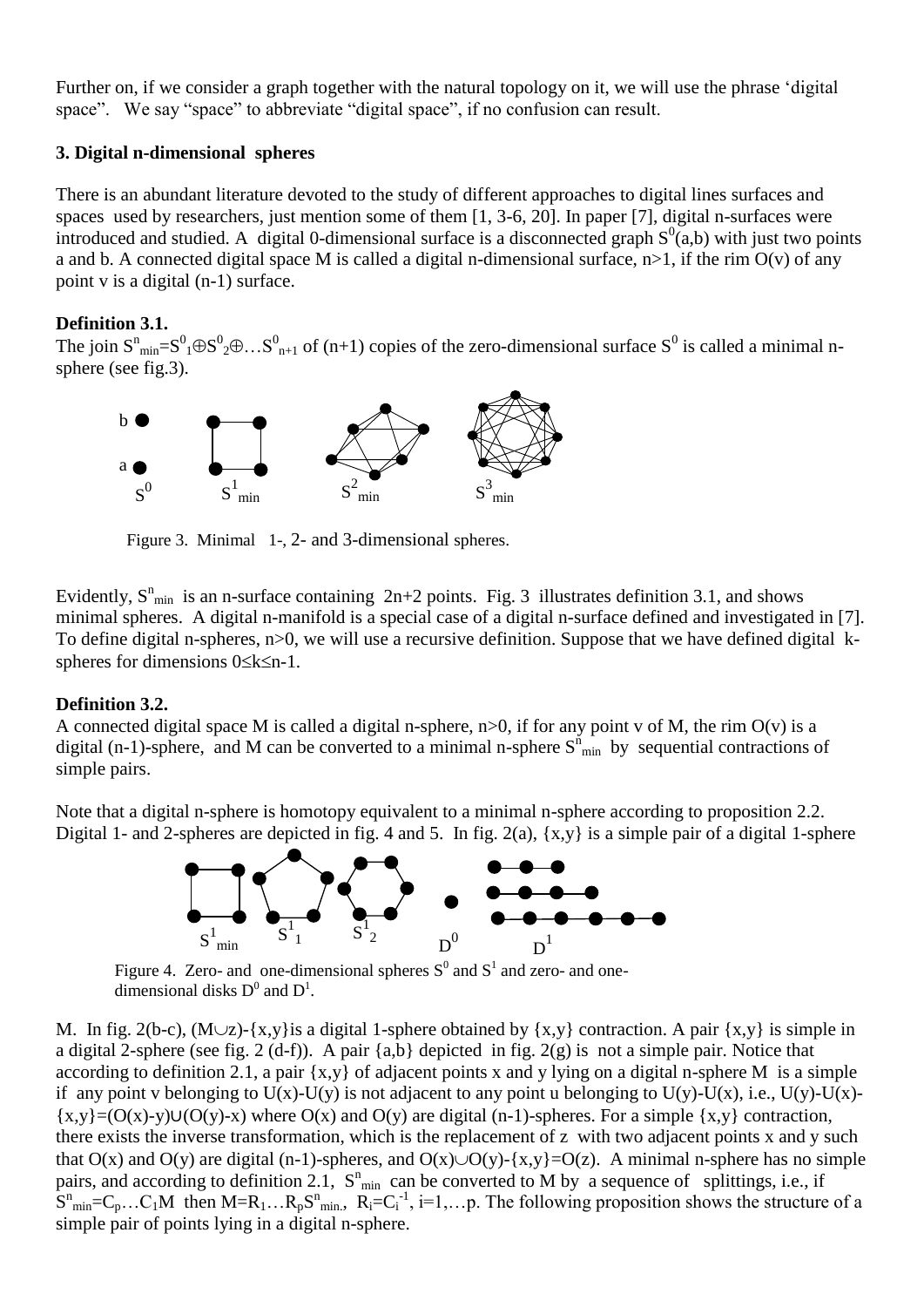Further on, if we consider a graph together with the natural topology on it, we will use the phrase 'digital space". We say "space" to abbreviate "digital space", if no confusion can result.

### 3. Digital n-dimensional spheres

There is an abundant literature devoted to the study of different approaches to digital lines surfaces and spaces used by researchers, just mention some of them [1, 3-6, 20]. In paper [7], digital n-surfaces were introduced and studied. A digital 0-dimensional surface is a disconnected graph $S^0(a,b)$ with just two points a and b. A connected digital space M is called a digital n-dimensional surface, n>1, if the rim O(v) of any point v is a digital (n-1) surface.

**Definition 3.1.**

The join $S^n_{min}=S^0_1\oplus S^0_2\oplus\ldots S^0_{n+1}$ of (n+1) copies of the zero-dimensional surface $S^0$ is called a minimal n-sphere (see fig.3).

b

a

$S^0$ $S^1_{min}$ $S^2_{min}$ $S^3_{min}$

Figure 3. Minimal 1-, 2- and 3-dimensional spheres.

Evidently, $S^n_{min}$ is an n-surface containing 2n+2 points. Fig. 3 illustrates definition 3.1, and shows minimal spheres. A digital n-manifold is a special case of a digital n-surface defined and investigated in [7]. To define digital n-spheres, n>0, we will use a recursive definition. Suppose that we have defined digital k-spheres for dimensions $0\leq k\leq n-1$.

**Definition 3.2.**

A connected digital space M is called a digital n-sphere, n>0, if for any point v of M, the rim O(v) is a digital (n-1)-sphere, and M can be converted to a minimal n-sphere $S^n_{min}$ by sequential contractions of simple pairs.

Note that a digital n-sphere is homotopy equivalent to a minimal n-sphere according to proposition 2.2. Digital 1- and 2-spheres are depicted in fig. 4 and 5. In fig. 2(a), {x,y} is a simple pair of a digital 1-sphere

$S^1_{min}$ $S^1_1$ $S^1_2$ $D^0$ $D^1$

Figure 4. Zero- and one-dimensional spheres $S^0$ and $S^1$ and zero- and one-dimensional disks $D^0$ and $D^1$.

M. In fig. 2(b-c), $(M\cup z)-\{x,y\}$is a digital 1-sphere obtained by {x,y} contraction. A pair {x,y} is simple in a digital 2-sphere (see fig. 2 (d-f)). A pair {a,b} depicted in fig. 2(g) is not a simple pair. Notice that according to definition 2.1, a pair {x,y} of adjacent points x and y lying on a digital n-sphere M is a simple if any point v belonging to U(x)-U(y) is not adjacent to any point u belonging to U(y)-U(x), i.e., $U(y)-U(x)-\{x,y\}=(O(x)-y)\cup(O(y)-x)$ where O(x) and O(y) are digital (n-1)-spheres. For a simple {x,y} contraction, there exists the inverse transformation, which is the replacement of z with two adjacent points x and y such that O(x) and O(y) are digital (n-1)-spheres, and $O(x)\cup O(y)-\{x,y\}=O(z)$. A minimal n-sphere has no simple pairs, and according to definition 2.1, $S^n_{min}$ can be converted to M by a sequence of splittings, i.e., if $S^n_{min}=C_p\ldots C_1M$ then $M=R_1\ldots R_pS^n_{min}$, $R_i=C_i^{-1}$, i=1,…p. The following proposition shows the structure of a simple pair of points lying in a digital n-sphere.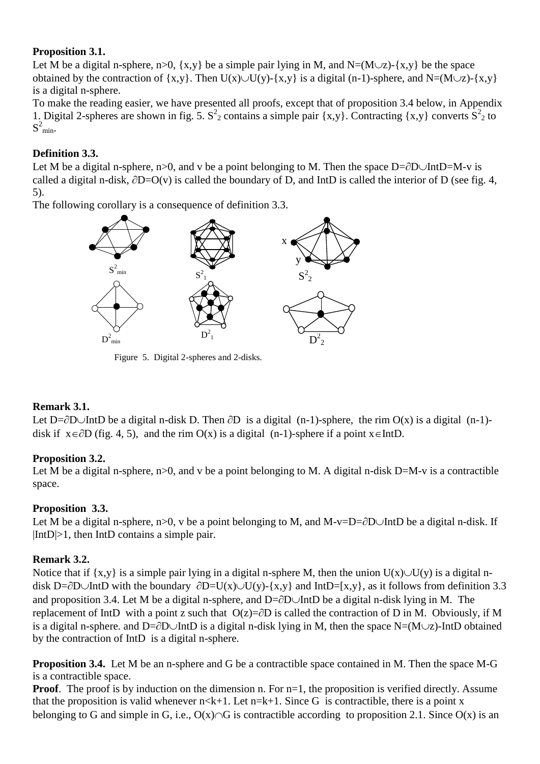**Proposition 3.1.**

Let M be a digital n-sphere, n>0, {x,y} be a simple pair lying in M, and N=(M∪z)-{x,y} be the space obtained by the contraction of {x,y}. Then U(x)∪U(y)-{x,y} is a digital (n-1)-sphere, and N=(M∪z)-{x,y} is a digital n-sphere.

To make the reading easier, we have presented all proofs, except that of proposition 3.4 below, in Appendix 1. Digital 2-spheres are shown in fig. 5. $S^2_2$ contains a simple pair {x,y}. Contracting {x,y} converts $S^2_2$ to $S^2_{min}$.

**Definition 3.3.**

Let M be a digital n-sphere, n>0, and v be a point belonging to M. Then the space D=∂D∪IntD=M-v is called a digital n-disk, ∂D=O(v) is called the boundary of D, and IntD is called the interior of D (see fig. 4, 5).

The following corollary is a consequence of definition 3.3.

$S^2_{min}$ $S^2_1$ $S^2_2$

x y

$D^2_{min}$ $D^2_1$ $D^2_2$

Figure 5. Digital 2-spheres and 2-disks.

**Remark 3.1.**

Let D=∂D∪IntD be a digital n-disk D. Then ∂D is a digital (n-1)-sphere, the rim O(x) is a digital (n-1)-disk if x∈∂D (fig. 4, 5), and the rim O(x) is a digital (n-1)-sphere if a point x∈IntD.

**Proposition 3.2.**

Let M be a digital n-sphere, n>0, and v be a point belonging to M. A digital n-disk D=M-v is a contractible space.

**Proposition 3.3.**

Let M be a digital n-sphere, n>0, v be a point belonging to M, and M-v=D=∂D∪IntD be a digital n-disk. If |IntD|>1, then IntD contains a simple pair.

**Remark 3.2.**

Notice that if {x,y} is a simple pair lying in a digital n-sphere M, then the union U(x)∪U(y) is a digital n-disk D=∂D∪IntD with the boundary ∂D=U(x)∪U(y)-{x,y} and IntD=[x,y], as it follows from definition 3.3 and proposition 3.4. Let M be a digital n-sphere, and D=∂D∪IntD be a digital n-disk lying in M. The replacement of IntD with a point z such that O(z)=∂D is called the contraction of D in M. Obviously, if M is a digital n-sphere. and D=∂D∪IntD is a digital n-disk lying in M, then the space N=(M∪z)-IntD obtained by the contraction of IntD is a digital n-sphere.

**Proposition 3.4.** Let M be an n-sphere and G be a contractible space contained in M. Then the space M-G is a contractible space.

**Proof**. The proof is by induction on the dimension n. For n=1, the proposition is verified directly. Assume that the proposition is valid whenever n<k+1. Let n=k+1. Since G is contractible, there is a point x belonging to G and simple in G, i.e., O(x)∩G is contractible according to proposition 2.1. Since O(x) is an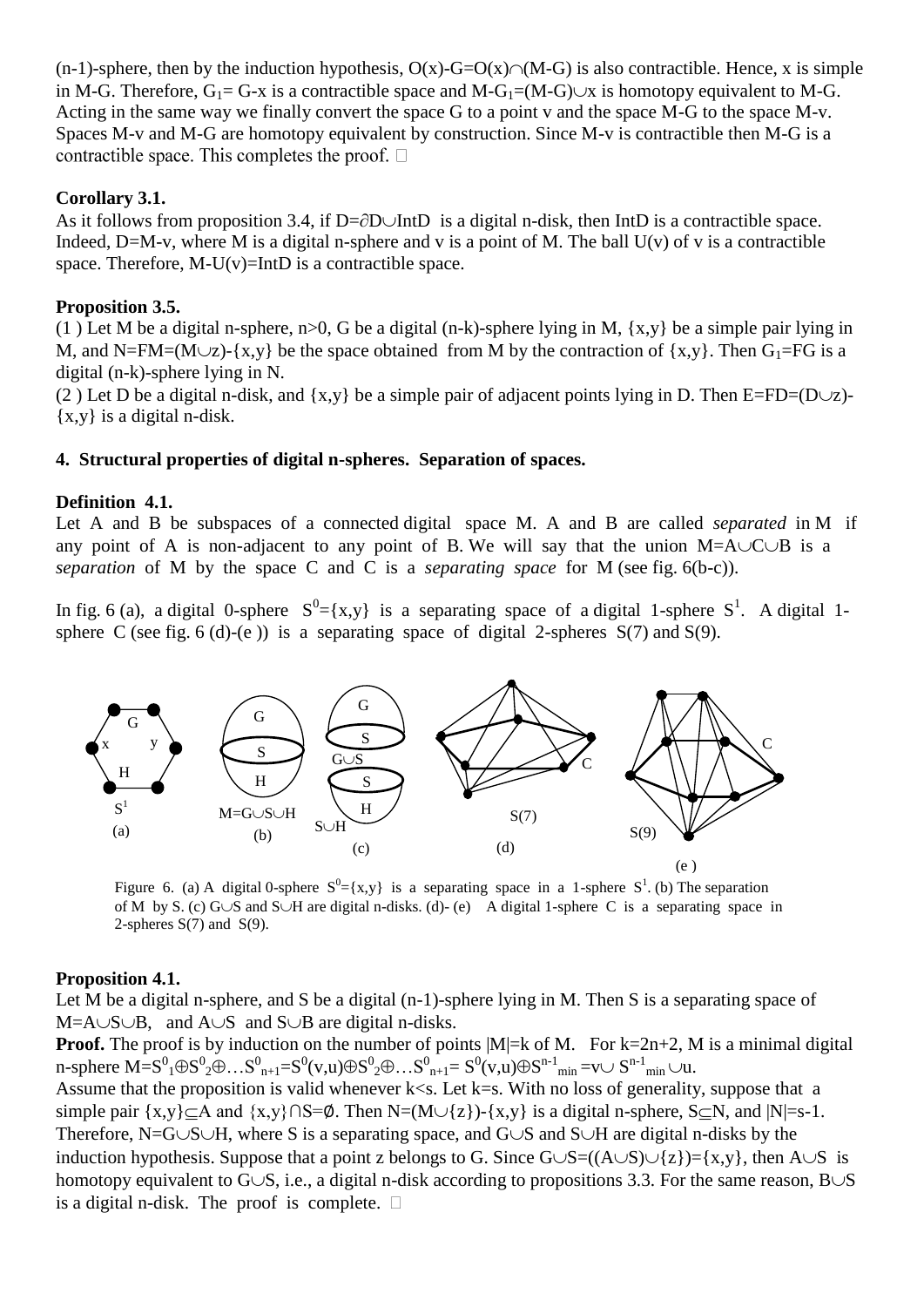(n-1)-sphere, then by the induction hypothesis, $O(x)-G=O(x)\cap(M-G)$ is also contractible. Hence, x is simple in M-G. Therefore, $G_1= G-x$ is a contractible space and $M-G_1=(M-G)\cup x$ is homotopy equivalent to M-G. Acting in the same way we finally convert the space G to a point v and the space M-G to the space M-v. Spaces M-v and M-G are homotopy equivalent by construction. Since M-v is contractible then M-G is a contractible space. This completes the proof. □

**Corollary 3.1.**

As it follows from proposition 3.4, if $D=\partial D\cup IntD$ is a digital n-disk, then IntD is a contractible space. Indeed, D=M-v, where M is a digital n-sphere and v is a point of M. The ball U(v) of v is a contractible space. Therefore, M-U(v)=IntD is a contractible space.

**Proposition 3.5.**

(1 ) Let M be a digital n-sphere, n>0, G be a digital (n-k)-sphere lying in M, {x,y} be a simple pair lying in M, and $N=FM=(M\cup z)-\{x,y\}$ be the space obtained from M by the contraction of {x,y}. Then $G_1$=FG is a digital (n-k)-sphere lying in N.

(2 ) Let D be a digital n-disk, and {x,y} be a simple pair of adjacent points lying in D. Then $E=FD=(D\cup z)-\{x,y\}$ is a digital n-disk.

## 4. Structural properties of digital n-spheres. Separation of spaces.

**Definition 4.1.**

Let A and B be subspaces of a connected digital space M. A and B are called *separated* in M if any point of A is non-adjacent to any point of B. We will say that the union $M=A\cup C\cup B$ is a *separation* of M by the space C and C is a *separating space* for M (see fig. 6(b-c)).

In fig. 6 (a), a digital 0-sphere $S^0=\{x,y\}$ is a separating space of a digital 1-sphere $S^1$. A digital 1-sphere C (see fig. 6 (d)-(e )) is a separating space of digital 2-spheres S(7) and S(9).

G
x y
H
$S^1$
(a)
G
S
H
$M=G\cup S\cup H$
(b)
G
S
$G\cup S$
S
H
$S\cup H$
(c)
C
S(7)
(d)
C
S(9)
(e )

Figure 6. (a) A digital 0-sphere $S^0=\{x,y\}$ is a separating space in a 1-sphere $S^1$. (b) The separation of M by S. (c) $G\cup S$ and $S\cup H$ are digital n-disks. (d)- (e) A digital 1-sphere C is a separating space in 2-spheres S(7) and S(9).

**Proposition 4.1.**

Let M be a digital n-sphere, and S be a digital (n-1)-sphere lying in M. Then S is a separating space of $M=A\cup S\cup B$, and $A\cup S$ and $S\cup B$ are digital n-disks.

**Proof.** The proof is by induction on the number of points |M|=k of M. For k=2n+2, M is a minimal digital n-sphere $M=S^0{}_1\oplus S^0{}_2\oplus\ldots S^0{}_{n+1}=S^0(v,u)\oplus S^0{}_2\oplus\ldots S^0{}_{n+1}= S^0(v,u)\oplus S^{n-1}{}_{min} =v\cup S^{n-1}{}_{min}\cup u$.

Assume that the proposition is valid whenever k<s. Let k=s. With no loss of generality, suppose that a simple pair $\{x,y\}\subseteq A$ and $\{x,y\}\cap S=\emptyset$. Then $N=(M\cup\{z\})-\{x,y\}$ is a digital n-sphere, $S\subseteq N$, and |N|=s-1. Therefore, $N=G\cup S\cup H$, where S is a separating space, and $G\cup S$ and $S\cup H$ are digital n-disks by the induction hypothesis. Suppose that a point z belongs to G. Since $G\cup S=((A\cup S)\cup\{z\})=\{x,y\}$, then $A\cup S$ is homotopy equivalent to $G\cup S$, i.e., a digital n-disk according to propositions 3.3. For the same reason, $B\cup S$ is a digital n-disk. The proof is complete. □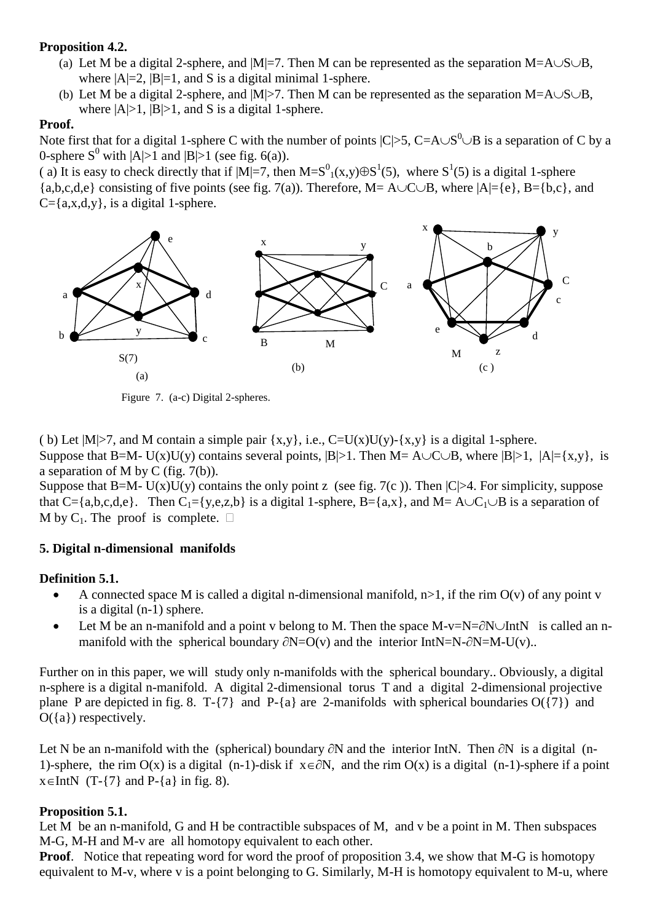**Proposition 4.2.**

(a) Let M be a digital 2-sphere, and $|M|=7$. Then M can be represented as the separation $M=A\cup S\cup B$, where $|A|=2$, $|B|=1$, and S is a digital minimal 1-sphere.

(b) Let M be a digital 2-sphere, and $|M|>7$. Then M can be represented as the separation $M=A\cup S\cup B$, where $|A|>1$, $|B|>1$, and S is a digital 1-sphere.

**Proof.**

Note first that for a digital 1-sphere C with the number of points $|C|>5$, $C=A\cup S^0\cup B$ is a separation of C by a 0-sphere $S^0$ with $|A|>1$ and $|B|>1$ (see fig. 6(a)).

( a) It is easy to check directly that if $|M|=7$, then $M=S^0{}_1(x,y)\oplus S^1(5)$, where $S^1(5)$ is a digital 1-sphere $\{a,b,c,d,e\}$ consisting of five points (see fig. 7(a)). Therefore, $M= A\cup C\cup B$, where $|A|=\{e\}$, $B=\{b,c\}$, and $C=\{a,x,d,y\}$, is a digital 1-sphere.

e
x
a
d
y
b
c
S(7)
(a)

x
y
C
B
M
(b)

x
y
b
a
C
c
e
d
M
z
(c )

Figure 7. (a-c) Digital 2-spheres.

( b) Let $|M|>7$, and M contain a simple pair $\{x,y\}$, i.e., $C=U(x)U(y)-\{x,y\}$ is a digital 1-sphere.
Suppose that $B=M- U(x)U(y)$ contains several points, $|B|>1$. Then $M= A\cup C\cup B$, where $|B|>1$, $|A|=\{x,y\}$, is a separation of M by C (fig. 7(b)).
Suppose that $B=M- U(x)U(y)$ contains the only point z (see fig. 7(c )). Then $|C|>4$. For simplicity, suppose that $C=\{a,b,c,d,e\}$. Then $C_1=\{y,e,z,b\}$ is a digital 1-sphere, $B=\{a,x\}$, and $M= A\cup C_1\cup B$ is a separation of M by $C_1$. The proof is complete. □

## 5. Digital n-dimensional manifolds

**Definition 5.1.**

- A connected space M is called a digital n-dimensional manifold, $n>1$, if the rim $O(v)$ of any point v is a digital (n-1) sphere.
- Let M be an n-manifold and a point v belong to M. Then the space $M-v=N=\partial N\cup IntN$ is called an n-manifold with the spherical boundary $\partial N=O(v)$ and the interior $IntN=N-\partial N=M-U(v)$..

Further on in this paper, we will study only n-manifolds with the spherical boundary.. Obviously, a digital n-sphere is a digital n-manifold. A digital 2-dimensional torus T and a digital 2-dimensional projective plane P are depicted in fig. 8. T-{7} and P-{a} are 2-manifolds with spherical boundaries O({7}) and O({a}) respectively.

Let N be an n-manifold with the (spherical) boundary $\partial N$ and the interior IntN. Then $\partial N$ is a digital (n-1)-sphere, the rim $O(x)$ is a digital (n-1)-disk if $x\in\partial N$, and the rim $O(x)$ is a digital (n-1)-sphere if a point $x\in IntN$ (T-{7} and P-{a} in fig. 8).

**Proposition 5.1.**

Let M be an n-manifold, G and H be contractible subspaces of M, and v be a point in M. Then subspaces M-G, M-H and M-v are all homotopy equivalent to each other.

**Proof**. Notice that repeating word for word the proof of proposition 3.4, we show that M-G is homotopy equivalent to M-v, where v is a point belonging to G. Similarly, M-H is homotopy equivalent to M-u, where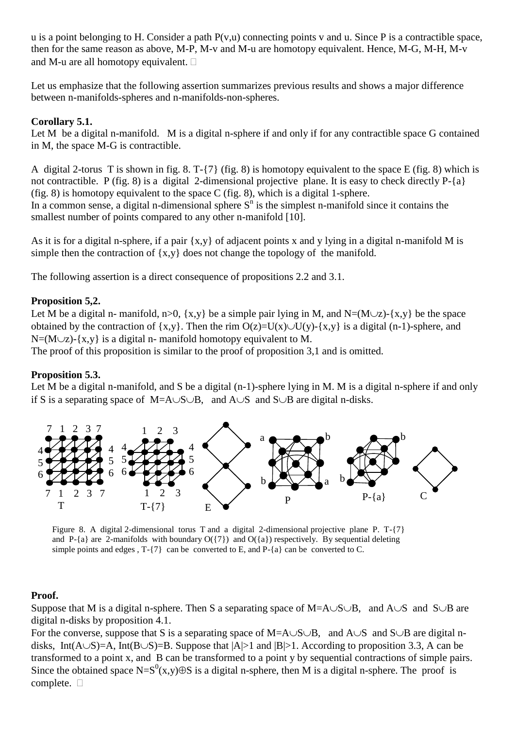u is a point belonging to H. Consider a path P(v,u) connecting points v and u. Since P is a contractible space, then for the same reason as above, M-P, M-v and M-u are homotopy equivalent. Hence, M-G, M-H, M-v and M-u are all homotopy equivalent. □

Let us emphasize that the following assertion summarizes previous results and shows a major difference between n-manifolds-spheres and n-manifolds-non-spheres.

**Corollary 5.1.**
Let M be a digital n-manifold. M is a digital n-sphere if and only if for any contractible space G contained in M, the space M-G is contractible.

A digital 2-torus T is shown in fig. 8. T-{7} (fig. 8) is homotopy equivalent to the space E (fig. 8) which is not contractible. P (fig. 8) is a digital 2-dimensional projective plane. It is easy to check directly P-{a} (fig. 8) is homotopy equivalent to the space C (fig. 8), which is a digital 1-sphere.
In a common sense, a digital n-dimensional sphere $S^n$ is the simplest n-manifold since it contains the smallest number of points compared to any other n-manifold [10].

As it is for a digital n-sphere, if a pair {x,y} of adjacent points x and y lying in a digital n-manifold M is simple then the contraction of {x,y} does not change the topology of the manifold.

The following assertion is a direct consequence of propositions 2.2 and 3.1.

**Proposition 5,2.**
Let M be a digital n- manifold, n>0, {x,y} be a simple pair lying in M, and N=(M∪z)-{x,y} be the space obtained by the contraction of {x,y}. Then the rim O(z)=U(x)∪U(y)-{x,y} is a digital (n-1)-sphere, and N=(M∪z)-{x,y} is a digital n- manifold homotopy equivalent to M.
The proof of this proposition is similar to the proof of proposition 3,1 and is omitted.

**Proposition 5.3.**
Let M be a digital n-manifold, and S be a digital (n-1)-sphere lying in M. M is a digital n-sphere if and only if S is a separating space of M=A∪S∪B, and A∪S and S∪B are digital n-disks.

7 1 2 3 7
4 4
5 5
6 6
7 1 2 3 7
T

1 2 3
4 4
5 5
6 6
1 2 3
T-{7}

E

a b
b a
P

b
b
P-{a}

C

Figure 8. A digital 2-dimensional torus T and a digital 2-dimensional projective plane P. T-{7} and P-{a} are 2-manifolds with boundary O({7}) and O({a}) respectively. By sequential deleting simple points and edges , T-{7} can be converted to E, and P-{a} can be converted to C.

**Proof.**
Suppose that M is a digital n-sphere. Then S a separating space of M=A∪S∪B, and A∪S and S∪B are digital n-disks by proposition 4.1.
For the converse, suppose that S is a separating space of M=A∪S∪B, and A∪S and S∪B are digital n-disks, Int(A∪S)=A, Int(B∪S)=B. Suppose that |A|>1 and |B|>1. According to proposition 3.3, A can be transformed to a point x, and B can be transformed to a point y by sequential contractions of simple pairs. Since the obtained space $N=S^0(x,y)\oplus S$ is a digital n-sphere, then M is a digital n-sphere. The proof is complete. □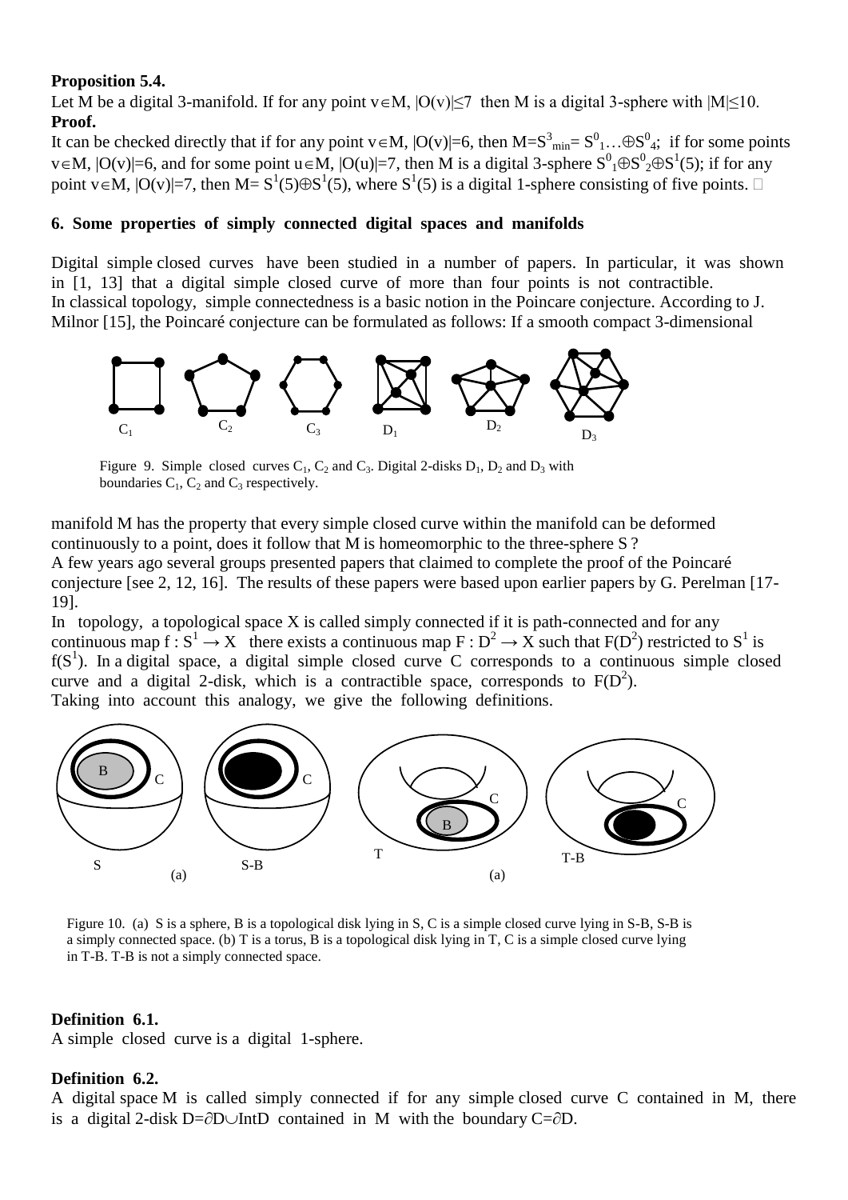**Proposition 5.4.**

Let M be a digital 3-manifold. If for any point $v \in M$, $|O(v)| \leq 7$ then M is a digital 3-sphere with $|M| \leq 10$.

**Proof.**

It can be checked directly that if for any point $v \in M$, $|O(v)|=6$, then $M=S^3_{min}= S^0_1 \ldots \oplus S^0_4$; if for some points $v \in M$, $|O(v)|=6$, and for some point $u \in M$, $|O(u)|=7$, then M is a digital 3-sphere $S^0_1 \oplus S^0_2 \oplus S^1(5)$; if for any point $v \in M$, $|O(v)|=7$, then $M= S^1(5) \oplus S^1(5)$, where $S^1(5)$ is a digital 1-sphere consisting of five points. □

## 6. Some properties of simply connected digital spaces and manifolds

Digital simple closed curves have been studied in a number of papers. In particular, it was shown in [1, 13] that a digital simple closed curve of more than four points is not contractible.
In classical topology, simple connectedness is a basic notion in the Poincare conjecture. According to J. Milnor [15], the Poincaré conjecture can be formulated as follows: If a smooth compact 3-dimensional manifold M has the property that every simple closed curve within the manifold can be deformed continuously to a point, does it follow that M is homeomorphic to the three-sphere S ?

$C_1$ $C_2$ $C_3$ $D_1$ $D_2$ $D_3$

Figure 9. Simple closed curves $C_1$, $C_2$ and $C_3$. Digital 2-disks $D_1$, $D_2$ and $D_3$ with boundaries $C_1$, $C_2$ and $C_3$ respectively.

A few years ago several groups presented papers that claimed to complete the proof of the Poincaré conjecture [see 2, 12, 16]. The results of these papers were based upon earlier papers by G. Perelman [17-19].

In topology, a topological space X is called simply connected if it is path-connected and for any continuous map $f : S^1 \rightarrow X$ there exists a continuous map $F : D^2 \rightarrow X$ such that $F(D^2)$ restricted to $S^1$ is $f(S^1)$. In a digital space, a digital simple closed curve C corresponds to a continuous simple closed curve and a digital 2-disk, which is a contractible space, corresponds to $F(D^2)$.

Taking into account this analogy, we give the following definitions.

B C S C S-B (a) C B T C T-B (a)

Figure 10. (a) S is a sphere, B is a topological disk lying in S, C is a simple closed curve lying in S-B, S-B is a simply connected space. (b) T is a torus, B is a topological disk lying in T, C is a simple closed curve lying in T-B. T-B is not a simply connected space.

**Definition 6.1.**

A simple closed curve is a digital 1-sphere.

**Definition 6.2.**

A digital space M is called simply connected if for any simple closed curve C contained in M, there is a digital 2-disk $D=\partial D \cup IntD$ contained in M with the boundary $C=\partial D$.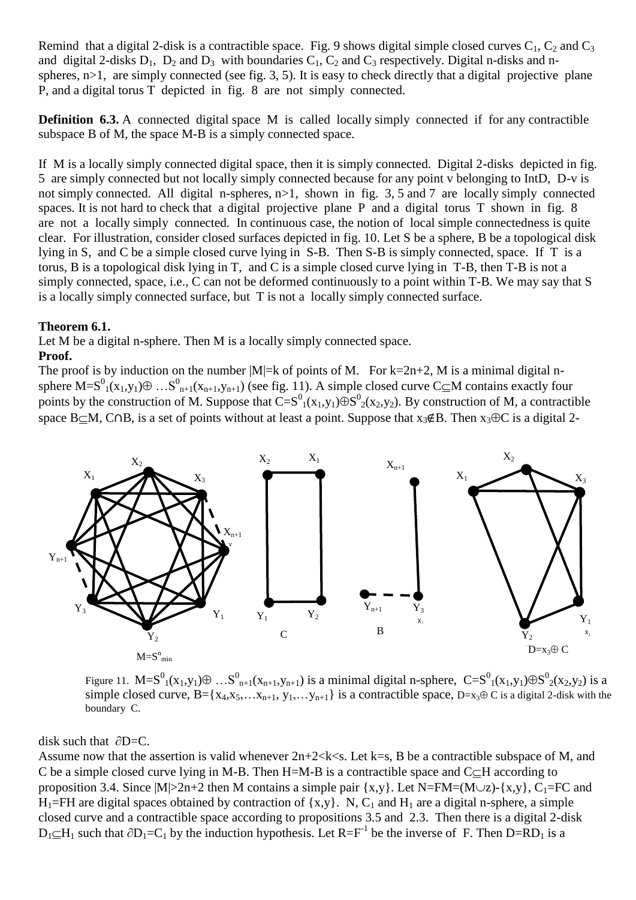Remind that a digital 2-disk is a contractible space. Fig. 9 shows digital simple closed curves $C_1$, $C_2$ and $C_3$ and digital 2-disks $D_1$, $D_2$ and $D_3$ with boundaries $C_1$, $C_2$ and $C_3$ respectively. Digital n-disks and n-spheres, n>1, are simply connected (see fig. 3, 5). It is easy to check directly that a digital projective plane P, and a digital torus T depicted in fig. 8 are not simply connected.

**Definition 6.3.** A connected digital space M is called locally simply connected if for any contractible subspace B of M, the space M-B is a simply connected space.

If M is a locally simply connected digital space, then it is simply connected. Digital 2-disks depicted in fig. 5 are simply connected but not locally simply connected because for any point v belonging to IntD, D-v is not simply connected. All digital n-spheres, n>1, shown in fig. 3, 5 and 7 are locally simply connected spaces. It is not hard to check that a digital projective plane P and a digital torus T shown in fig. 8 are not a locally simply connected. In continuous case, the notion of local simple connectedness is quite clear. For illustration, consider closed surfaces depicted in fig. 10. Let S be a sphere, B be a topological disk lying in S, and C be a simple closed curve lying in S-B. Then S-B is simply connected, space. If T is a torus, B is a topological disk lying in T, and C is a simple closed curve lying in T-B, then T-B is not a simply connected, space, i.e., C can not be deformed continuously to a point within T-B. We may say that S is a locally simply connected surface, but T is not a locally simply connected surface.

**Theorem 6.1.**
Let M be a digital n-sphere. Then M is a locally simply connected space.
**Proof.**
The proof is by induction on the number |M|=k of points of M. For k=2n+2, M is a minimal digital n-sphere $M=S^0{}_1(x_1,y_1)\oplus \dots S^0{}_{n+1}(x_{n+1},y_{n+1})$ (see fig. 11). A simple closed curve $C\subseteq M$ contains exactly four points by the construction of M. Suppose that $C=S^0{}_1(x_1,y_1)\oplus S^0{}_2(x_2,y_2)$. By construction of M, a contractible space $B\subseteq M$, $C\cap B$, is a set of points without at least a point. Suppose that $x_3\notin B$. Then $x_3\oplus C$ is a digital 2-

$X_2$ $X_1$ $X_3$ $X_{n+1}$ $Y_{n+1}$ $Y_3$ $Y_1$ $Y_2$ $M=S^n{}_{min}$

$X_2$ $X_1$ $Y_1$ $Y_2$ C

$X_{n+1}$ $Y_{n+1}$ $Y_3$ B

$X_2$ $X_1$ $X_3$ $Y_1$ $Y_2$ $D=x_3\oplus C$

Figure 11. $M=S^0{}_1(x_1,y_1)\oplus \dots S^0{}_{n+1}(x_{n+1},y_{n+1})$ is a minimal digital n-sphere, $C=S^0{}_1(x_1,y_1)\oplus S^0{}_2(x_2,y_2)$ is a simple closed curve, $B=\{x_4,x_5,\dots x_{n+1}, y_1,\dots y_{n+1}\}$ is a contractible space, $D=x_3\oplus C$ is a digital 2-disk with the boundary C.

disk such that $\partial D=C$.
Assume now that the assertion is valid whenever 2n+2<k<s. Let k=s, B be a contractible subspace of M, and C be a simple closed curve lying in M-B. Then H=M-B is a contractible space and $C\subseteq H$ according to proposition 3.4. Since |M|>2n+2 then M contains a simple pair {x,y}. Let $N=FM=(M\cup z)-\{x,y\}$, $C_1=FC$ and $H_1=FH$ are digital spaces obtained by contraction of {x,y}. N, $C_1$ and $H_1$ are a digital n-sphere, a simple closed curve and a contractible space according to propositions 3.5 and 2.3. Then there is a digital 2-disk $D_1\subseteq H_1$ such that $\partial D_1=C_1$ by the induction hypothesis. Let $R=F^{-1}$ be the inverse of F. Then $D=RD_1$ is a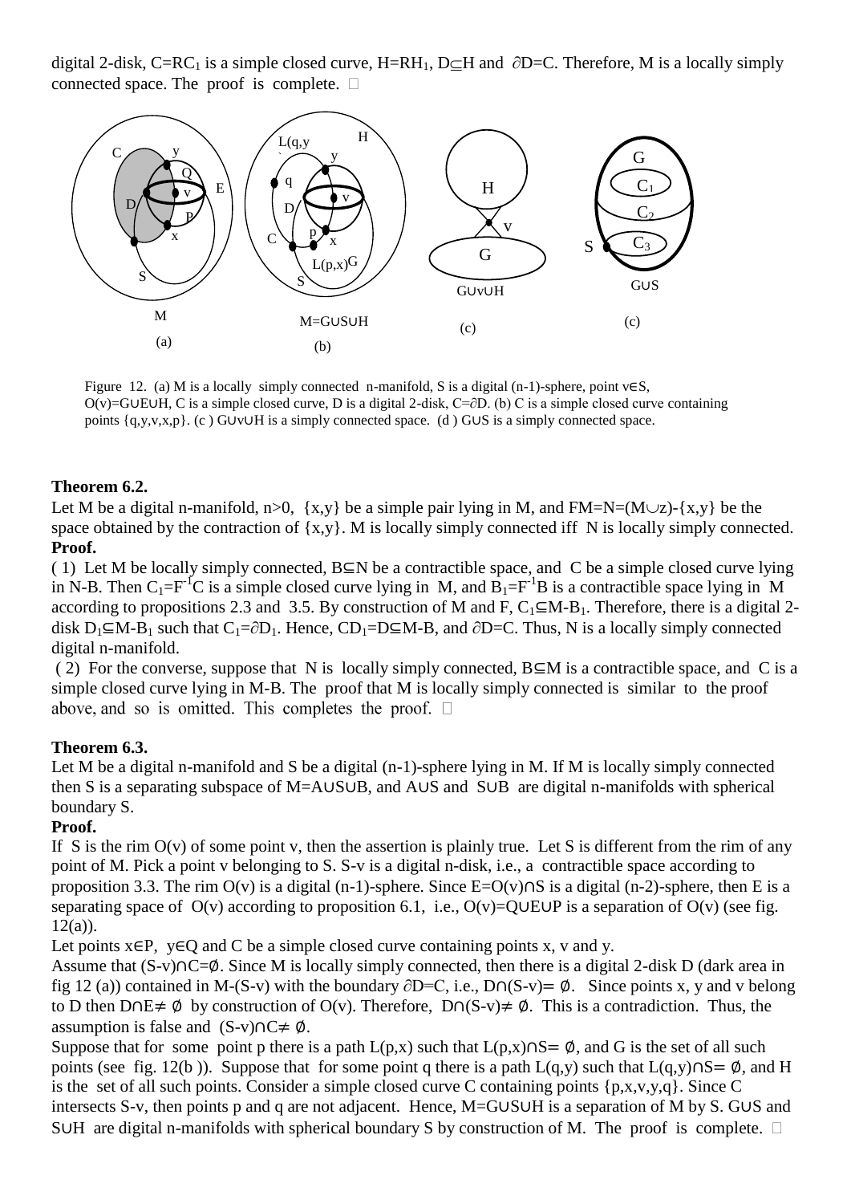digital 2-disk, $C=RC_1$ is a simple closed curve, $H=RH_1$, $D\subseteq H$ and $\partial D=C$. Therefore, M is a locally simply connected space. The proof is complete. □

C
y
Q
v
E
D
p
x
S
M
(a)

L(q,y)
H
y
q
v
D
p
C
x
L(p,x)
G
S
M=G∪S∪H
(b)

H
v
G
G∪v∪H
(c)

G
$C_1$
$C_2$
S
$C_3$
G∪S
(c)

Figure 12. (a) M is a locally simply connected n-manifold, S is a digital (n-1)-sphere, point v∈S, O(v)=G∪E∪H, C is a simple closed curve, D is a digital 2-disk, C=∂D. (b) C is a simple closed curve containing points {q,y,v,x,p}. (c ) G∪v∪H is a simply connected space. (d ) G∪S is a simply connected space.

**Theorem 6.2.**
Let M be a digital n-manifold, n>0, {x,y} be a simple pair lying in M, and $FM=N=(M\cup z)-\{x,y\}$ be the space obtained by the contraction of {x,y}. M is locally simply connected iff N is locally simply connected.
**Proof.**
( 1) Let M be locally simply connected, B⊆N be a contractible space, and C be a simple closed curve lying in N-B. Then $C_1=F^{-1}C$ is a simple closed curve lying in M, and $B_1=F^{-1}B$ is a contractible space lying in M according to propositions 2.3 and 3.5. By construction of M and F, $C_1\subseteq M-B_1$. Therefore, there is a digital 2-disk $D_1\subseteq M-B_1$ such that $C_1=\partial D_1$. Hence, $CD_1=D\subseteq M-B$, and $\partial D=C$. Thus, N is a locally simply connected digital n-manifold.
( 2) For the converse, suppose that N is locally simply connected, B⊆M is a contractible space, and C is a simple closed curve lying in M-B. The proof that M is locally simply connected is similar to the proof above, and so is omitted. This completes the proof. □

**Theorem 6.3.**
Let M be a digital n-manifold and S be a digital (n-1)-sphere lying in M. If M is locally simply connected then S is a separating subspace of M=A∪S∪B, and A∪S and S∪B are digital n-manifolds with spherical boundary S.
**Proof.**
If S is the rim O(v) of some point v, then the assertion is plainly true. Let S is different from the rim of any point of M. Pick a point v belonging to S. S-v is a digital n-disk, i.e., a contractible space according to proposition 3.3. The rim O(v) is a digital (n-1)-sphere. Since E=O(v)∩S is a digital (n-2)-sphere, then E is a separating space of O(v) according to proposition 6.1, i.e., O(v)=Q∪E∪P is a separation of O(v) (see fig. 12(a)).
Let points x∈P, y∈Q and C be a simple closed curve containing points x, v and y.
Assume that (S-v)∩C=∅. Since M is locally simply connected, then there is a digital 2-disk D (dark area in fig 12 (a)) contained in M-(S-v) with the boundary ∂D=C, i.e., D∩(S-v)= ∅. Since points x, y and v belong to D then D∩E≠ ∅ by construction of O(v). Therefore, D∩(S-v)≠ ∅. This is a contradiction. Thus, the assumption is false and (S-v)∩C≠ ∅.
Suppose that for some point p there is a path L(p,x) such that L(p,x)∩S= ∅, and G is the set of all such points (see fig. 12(b )). Suppose that for some point q there is a path L(q,y) such that L(q,y)∩S= ∅, and H is the set of all such points. Consider a simple closed curve C containing points {p,x,v,y,q}. Since C intersects S-v, then points p and q are not adjacent. Hence, M=G∪S∪H is a separation of M by S. G∪S and S∪H are digital n-manifolds with spherical boundary S by construction of M. The proof is complete. □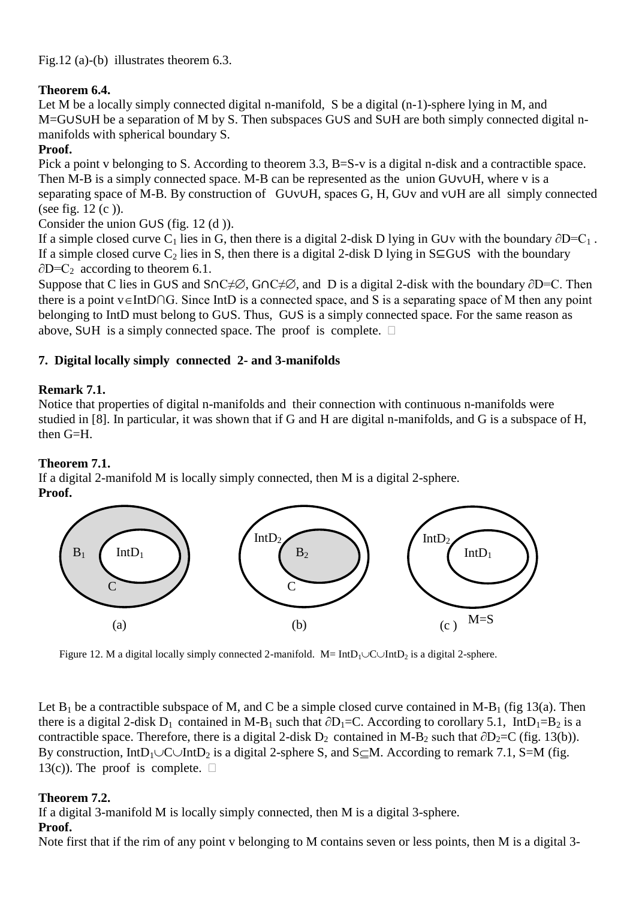Fig.12 (a)-(b) illustrates theorem 6.3.

**Theorem 6.4.**

Let M be a locally simply connected digital n-manifold, S be a digital (n-1)-sphere lying in M, and $M=G\cup S\cup H$ be a separation of M by S. Then subspaces $G\cup S$ and $S\cup H$ are both simply connected digital n-manifolds with spherical boundary S.

**Proof.**

Pick a point v belonging to S. According to theorem 3.3, $B=S-v$ is a digital n-disk and a contractible space. Then M-B is a simply connected space. M-B can be represented as the union $G\cup v\cup H$, where v is a separating space of M-B. By construction of $G\cup v\cup H$, spaces G, H, $G\cup v$ and $v\cup H$ are all simply connected (see fig. 12 (c )).

Consider the union $G\cup S$ (fig. 12 (d )).

If a simple closed curve $C_1$ lies in G, then there is a digital 2-disk D lying in $G\cup v$ with the boundary $\partial D=C_1$ . If a simple closed curve $C_2$ lies in S, then there is a digital 2-disk D lying in $S\subseteq G\cup S$ with the boundary $\partial D=C_2$ according to theorem 6.1.

Suppose that C lies in $G\cup S$ and $S\cap C\neq\emptyset$, $G\cap C\neq\emptyset$, and D is a digital 2-disk with the boundary $\partial D=C$. Then there is a point $v\in IntD\cap G$. Since IntD is a connected space, and S is a separating space of M then any point belonging to IntD must belong to $G\cup S$. Thus, $G\cup S$ is a simply connected space. For the same reason as above, $S\cup H$ is a simply connected space. The proof is complete. □

## 7. Digital locally simply connected 2- and 3-manifolds

**Remark 7.1.**

Notice that properties of digital n-manifolds and their connection with continuous n-manifolds were studied in [8]. In particular, it was shown that if G and H are digital n-manifolds, and G is a subspace of H, then G=H.

**Theorem 7.1.**

If a digital 2-manifold M is locally simply connected, then M is a digital 2-sphere.

**Proof.**

$B_1$
$IntD_1$
C
(a)
$IntD_2$
$B_2$
C
(b)
$IntD_2$
$IntD_1$
(c )
M=S

Figure 12. M a digital locally simply connected 2-manifold. $M= IntD_1\cup C\cup IntD_2$ is a digital 2-sphere.

Let $B_1$ be a contractible subspace of M, and C be a simple closed curve contained in $M-B_1$ (fig 13(a). Then there is a digital 2-disk $D_1$ contained in $M-B_1$ such that $\partial D_1=C$. According to corollary 5.1, $IntD_1=B_2$ is a contractible space. Therefore, there is a digital 2-disk $D_2$ contained in $M-B_2$ such that $\partial D_2=C$ (fig. 13(b)). By construction, $IntD_1\cup C\cup IntD_2$ is a digital 2-sphere S, and $S\subseteq M$. According to remark 7.1, S=M (fig. 13(c)). The proof is complete. □

**Theorem 7.2.**

If a digital 3-manifold M is locally simply connected, then M is a digital 3-sphere.

**Proof.**

Note first that if the rim of any point v belonging to M contains seven or less points, then M is a digital 3-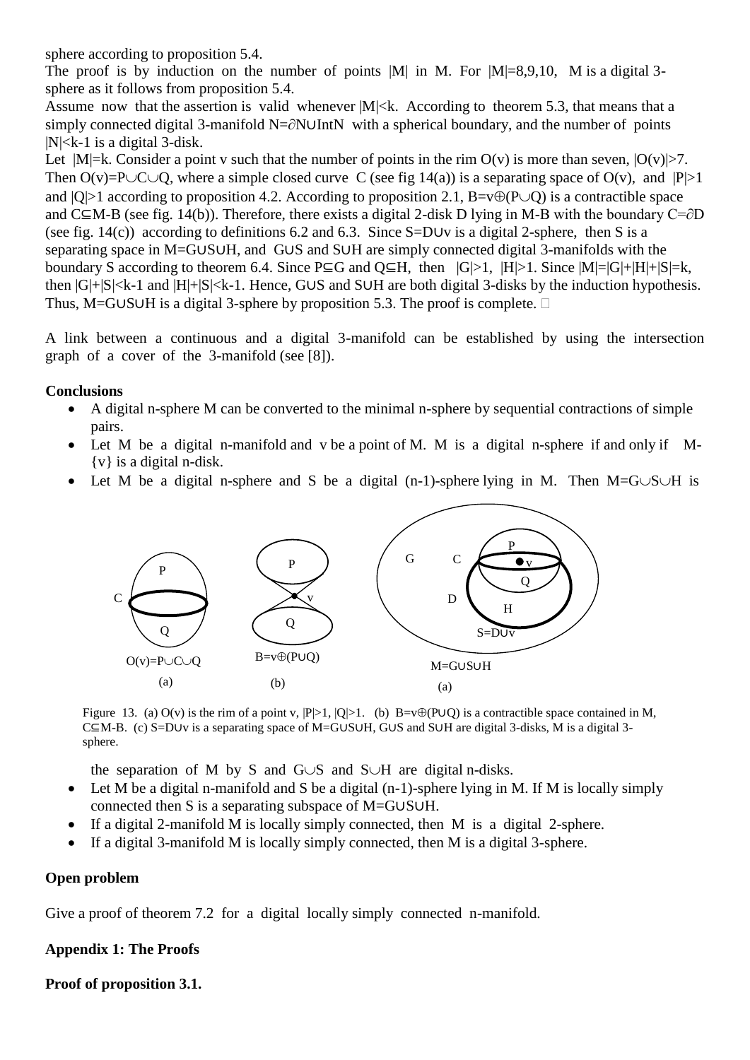sphere according to proposition 5.4.

The proof is by induction on the number of points $|M|$ in M. For $|M|=8,9,10$, M is a digital 3-sphere as it follows from proposition 5.4.

Assume now that the assertion is valid whenever $|M|<k$. According to theorem 5.3, that means that a simply connected digital 3-manifold $N=\partial N \cup IntN$ with a spherical boundary, and the number of points $|N|<k-1$ is a digital 3-disk.

Let $|M|=k$. Consider a point v such that the number of points in the rim O(v) is more than seven, $|O(v)|>7$. Then $O(v)=P\cup C\cup Q$, where a simple closed curve C (see fig 14(a)) is a separating space of O(v), and $|P|>1$ and $|Q|>1$ according to proposition 4.2. According to proposition 2.1, $B=v\oplus(P\cup Q)$ is a contractible space and $C\subseteq M-B$ (see fig. 14(b)). Therefore, there exists a digital 2-disk D lying in M-B with the boundary $C=\partial D$ (see fig. 14(c)) according to definitions 6.2 and 6.3. Since $S=D\cup v$ is a digital 2-sphere, then S is a separating space in $M=G\cup S\cup H$, and $G\cup S$ and $S\cup H$ are simply connected digital 3-manifolds with the boundary S according to theorem 6.4. Since $P\subseteq G$ and $Q\subseteq H$, then $|G|>1$, $|H|>1$. Since $|M|=|G|+|H|+|S|=k$, then $|G|+|S|<k-1$ and $|H|+|S|<k-1$. Hence, $G\cup S$ and $S\cup H$ are both digital 3-disks by the induction hypothesis. Thus, $M=G\cup S\cup H$ is a digital 3-sphere by proposition 5.3. The proof is complete. □

A link between a continuous and a digital 3-manifold can be established by using the intersection graph of a cover of the 3-manifold (see [8]).

**Conclusions**

- A digital n-sphere M can be converted to the minimal n-sphere by sequential contractions of simple pairs.
- Let M be a digital n-manifold and v be a point of M. M is a digital n-sphere if and only if $M-\{v\}$ is a digital n-disk.
- Let M be a digital n-sphere and S be a digital (n-1)-sphere lying in M. Then $M=G\cup S\cup H$ is the separation of M by S and $G\cup S$ and $S\cup H$ are digital n-disks.
- Let M be a digital n-manifold and S be a digital (n-1)-sphere lying in M. If M is locally simply connected then S is a separating subspace of $M=G\cup S\cup H$.
- If a digital 2-manifold M is locally simply connected, then M is a digital 2-sphere.
- If a digital 3-manifold M is locally simply connected, then M is a digital 3-sphere.

P
C
Q
$O(v)=P\cup C\cup Q$
(a)

P
v
Q
$B=v\oplus(P\cup Q)$
(b)

G
C
P
v
Q
D
H
$S=D\cup v$
$M=G\cup S\cup H$
(a)

Figure 13. (a) O(v) is the rim of a point v, $|P|>1$, $|Q|>1$. (b) $B=v\oplus(P\cup Q)$ is a contractible space contained in M, $C\subseteq M-B$. (c) $S=D\cup v$ is a separating space of $M=G\cup S\cup H$, $G\cup S$ and $S\cup H$ are digital 3-disks, M is a digital 3-sphere.

**Open problem**

Give a proof of theorem 7.2 for a digital locally simply connected n-manifold.

**Appendix 1: The Proofs**

**Proof of proposition 3.1.**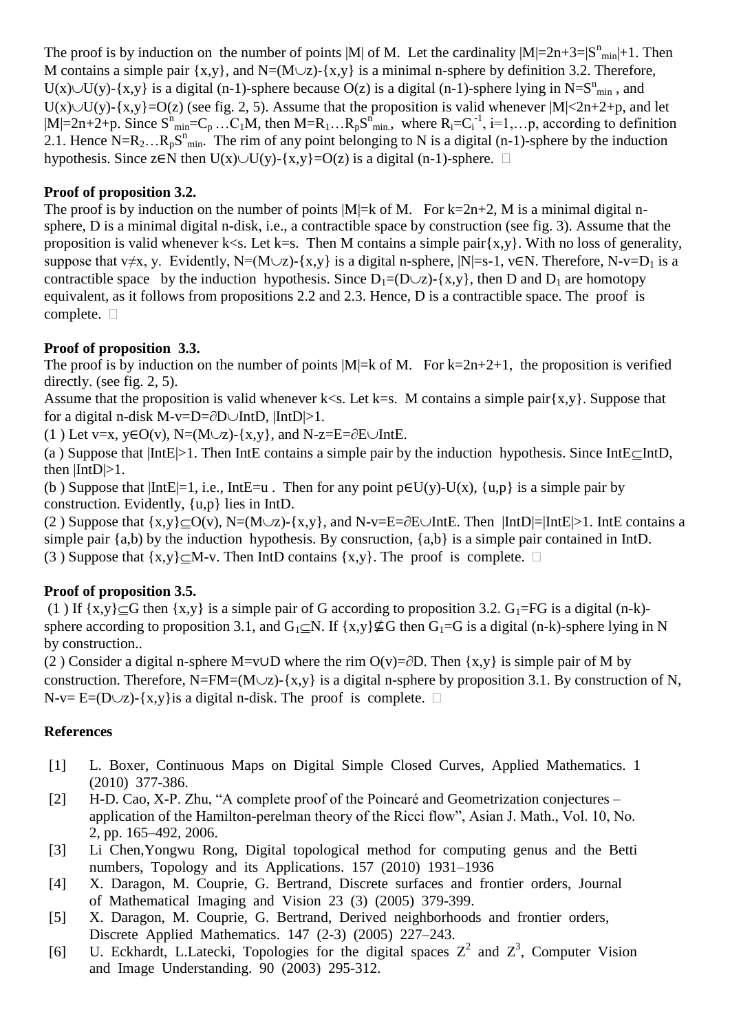The proof is by induction on the number of points $|M|$ of M. Let the cardinality $|M|=2n+3=|S^n_{min}|+1$. Then M contains a simple pair $\{x,y\}$, and $N=(M\cup z)-\{x,y\}$ is a minimal n-sphere by definition 3.2. Therefore, $U(x)\cup U(y)-\{x,y\}$ is a digital (n-1)-sphere because $O(z)$ is a digital (n-1)-sphere lying in $N=S^n_{min}$, and $U(x)\cup U(y)-\{x,y\}=O(z)$ (see fig. 2, 5). Assume that the proposition is valid whenever $|M|<2n+2+p$, and let $|M|=2n+2+p$. Since $S^n_{min}=C_p\ldots C_1M$, then $M=R_1\ldots R_pS^n_{min}$, where $R_i=C_i^{-1}$, $i=1,\ldots p$, according to definition 2.1. Hence $N=R_2\ldots R_pS^n_{min}$. The rim of any point belonging to N is a digital (n-1)-sphere by the induction hypothesis. Since $z\in N$ then $U(x)\cup U(y)-\{x,y\}=O(z)$ is a digital (n-1)-sphere. □

**Proof of proposition 3.2.**

The proof is by induction on the number of points $|M|=k$ of M. For $k=2n+2$, M is a minimal digital n-sphere, D is a minimal digital n-disk, i.e., a contractible space by construction (see fig. 3). Assume that the proposition is valid whenever $k<s$. Let $k=s$. Then M contains a simple pair $\{x,y\}$. With no loss of generality, suppose that $v\neq x, y$. Evidently, $N=(M\cup z)-\{x,y\}$ is a digital n-sphere, $|N|=s-1$, $v\in N$. Therefore, $N-v=D_1$ is a contractible space by the induction hypothesis. Since $D_1=(D\cup z)-\{x,y\}$, then D and $D_1$ are homotopy equivalent, as it follows from propositions 2.2 and 2.3. Hence, D is a contractible space. The proof is complete. □

**Proof of proposition 3.3.**

The proof is by induction on the number of points $|M|=k$ of M. For $k=2n+2+1$, the proposition is verified directly. (see fig. 2, 5).

Assume that the proposition is valid whenever $k<s$. Let $k=s$. M contains a simple pair $\{x,y\}$. Suppose that for a digital n-disk $M-v=D=\partial D\cup IntD$, $|IntD|>1$.

(1 ) Let $v=x$, $y\in O(v)$, $N=(M\cup z)-\{x,y\}$, and $N-z=E=\partial E\cup IntE$.

(a ) Suppose that $|IntE|>1$. Then IntE contains a simple pair by the induction hypothesis. Since $IntE\subseteq IntD$, then $|IntD|>1$.

(b ) Suppose that $|IntE|=1$, i.e., $IntE=u$ . Then for any point $p\in U(y)-U(x)$, $\{u,p\}$ is a simple pair by construction. Evidently, $\{u,p\}$ lies in IntD.

(2 ) Suppose that $\{x,y\}\subseteq O(v)$, $N=(M\cup z)-\{x,y\}$, and $N-v=E=\partial E\cup IntE$. Then $|IntD|=|IntE|>1$. IntE contains a simple pair $\{a,b\}$ by the induction hypothesis. By consruction, $\{a,b\}$ is a simple pair contained in IntD.

(3 ) Suppose that $\{x,y\}\subseteq M-v$. Then IntD contains $\{x,y\}$. The proof is complete. □

**Proof of proposition 3.5.**

(1 ) If $\{x,y\}\subseteq G$ then $\{x,y\}$ is a simple pair of G according to proposition 3.2. $G_1=FG$ is a digital (n-k)-sphere according to proposition 3.1, and $G_1\subseteq N$. If $\{x,y\}\nsubseteq G$ then $G_1=G$ is a digital (n-k)-sphere lying in N by construction..

(2 ) Consider a digital n-sphere $M=v\cup D$ where the rim $O(v)=\partial D$. Then $\{x,y\}$ is simple pair of M by construction. Therefore, $N=FM=(M\cup z)-\{x,y\}$ is a digital n-sphere by proposition 3.1. By construction of N, $N-v= E=(D\cup z)-\{x,y\}$is a digital n-disk. The proof is complete. □

**References**

[1] L. Boxer, Continuous Maps on Digital Simple Closed Curves, Applied Mathematics. 1 (2010) 377-386.

[2] H-D. Cao, X-P. Zhu, "A complete proof of the Poincaré and Geometrization conjectures – application of the Hamilton-perelman theory of the Ricci flow", Asian J. Math., Vol. 10, No. 2, pp. 165–492, 2006.

[3] Li Chen,Yongwu Rong, Digital topological method for computing genus and the Betti numbers, Topology and its Applications. 157 (2010) 1931–1936

[4] X. Daragon, M. Couprie, G. Bertrand, Discrete surfaces and frontier orders, Journal of Mathematical Imaging and Vision 23 (3) (2005) 379-399.

[5] X. Daragon, M. Couprie, G. Bertrand, Derived neighborhoods and frontier orders, Discrete Applied Mathematics. 147 (2-3) (2005) 227–243.

[6] U. Eckhardt, L.Latecki, Topologies for the digital spaces $Z^2$ and $Z^3$, Computer Vision and Image Understanding. 90 (2003) 295-312.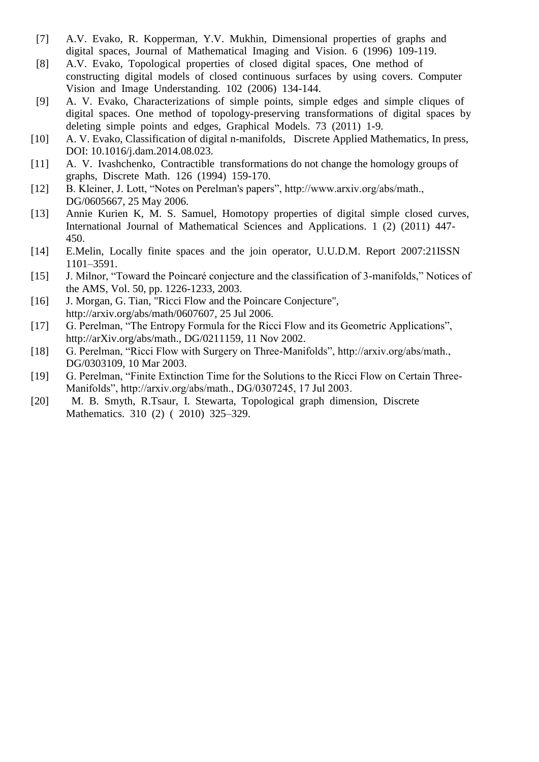[7] A.V. Evako, R. Kopperman, Y.V. Mukhin, Dimensional properties of graphs and digital spaces, Journal of Mathematical Imaging and Vision. 6 (1996) 109-119.

[8] A.V. Evako, Topological properties of closed digital spaces, One method of constructing digital models of closed continuous surfaces by using covers. Computer Vision and Image Understanding. 102 (2006) 134-144.

[9] A. V. Evako, Characterizations of simple points, simple edges and simple cliques of digital spaces. One method of topology-preserving transformations of digital spaces by deleting simple points and edges, Graphical Models. 73 (2011) 1-9.

[10] A. V. Evako, Classification of digital n-manifolds, Discrete Applied Mathematics, In press, DOI: 10.1016/j.dam.2014.08.023.

[11] A. V. Ivashchenko, Contractible transformations do not change the homology groups of graphs, Discrete Math. 126 (1994) 159-170.

[12] B. Kleiner, J. Lott, "Notes on Perelman's papers", http://www.arxiv.org/abs/math., DG/0605667, 25 May 2006.

[13] Annie Kurien K, M. S. Samuel, Homotopy properties of digital simple closed curves, International Journal of Mathematical Sciences and Applications. 1 (2) (2011) 447-450.

[14] E.Melin, Locally finite spaces and the join operator, U.U.D.M. Report 2007:21ISSN 1101–3591.

[15] J. Milnor, "Toward the Poincaré conjecture and the classification of 3-manifolds," Notices of the AMS, Vol. 50, pp. 1226-1233, 2003.

[16] J. Morgan, G. Tian, "Ricci Flow and the Poincare Conjecture", http://arxiv.org/abs/math/0607607, 25 Jul 2006.

[17] G. Perelman, "The Entropy Formula for the Ricci Flow and its Geometric Applications", http://arXiv.org/abs/math., DG/0211159, 11 Nov 2002.

[18] G. Perelman, "Ricci Flow with Surgery on Three-Manifolds", http://arxiv.org/abs/math., DG/0303109, 10 Mar 2003.

[19] G. Perelman, "Finite Extinction Time for the Solutions to the Ricci Flow on Certain Three-Manifolds", http://arxiv.org/abs/math., DG/0307245, 17 Jul 2003.

[20] M. B. Smyth, R.Tsaur, I. Stewarta, Topological graph dimension, Discrete Mathematics. 310 (2) ( 2010) 325–329.